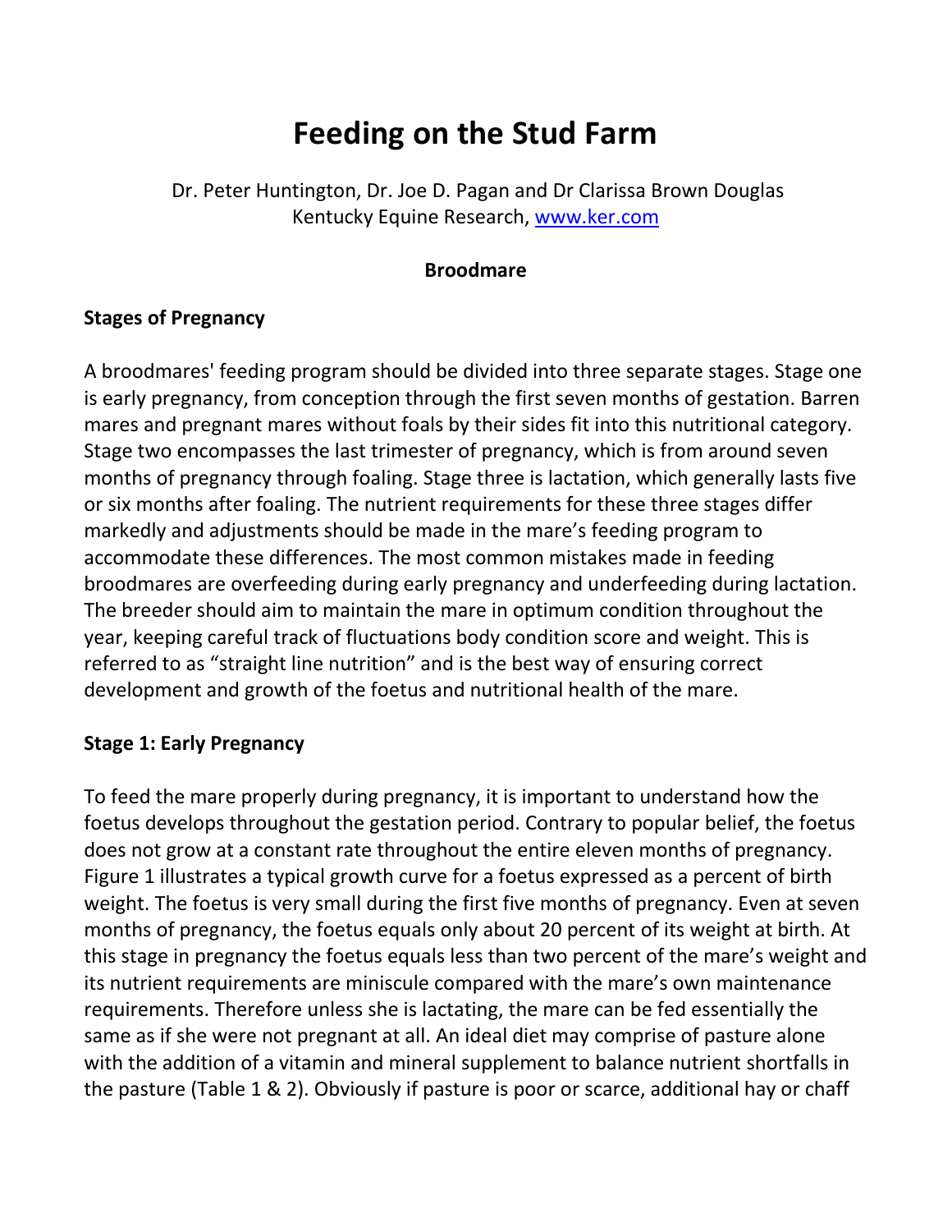# Feeding on the Stud Farm

Dr. Peter Huntington, Dr. Joe D. Pagan and Dr Clarissa Brown Douglas
Kentucky Equine Research, [www.ker.com](www.ker.com)

**Broodmare**

## Stages of Pregnancy

A broodmares' feeding program should be divided into three separate stages. Stage one is early pregnancy, from conception through the first seven months of gestation. Barren mares and pregnant mares without foals by their sides fit into this nutritional category. Stage two encompasses the last trimester of pregnancy, which is from around seven months of pregnancy through foaling. Stage three is lactation, which generally lasts five or six months after foaling. The nutrient requirements for these three stages differ markedly and adjustments should be made in the mare's feeding program to accommodate these differences. The most common mistakes made in feeding broodmares are overfeeding during early pregnancy and underfeeding during lactation. The breeder should aim to maintain the mare in optimum condition throughout the year, keeping careful track of fluctuations body condition score and weight. This is referred to as "straight line nutrition" and is the best way of ensuring correct development and growth of the foetus and nutritional health of the mare.

## Stage 1: Early Pregnancy

To feed the mare properly during pregnancy, it is important to understand how the foetus develops throughout the gestation period. Contrary to popular belief, the foetus does not grow at a constant rate throughout the entire eleven months of pregnancy. Figure 1 illustrates a typical growth curve for a foetus expressed as a percent of birth weight. The foetus is very small during the first five months of pregnancy. Even at seven months of pregnancy, the foetus equals only about 20 percent of its weight at birth. At this stage in pregnancy the foetus equals less than two percent of the mare's weight and its nutrient requirements are miniscule compared with the mare's own maintenance requirements. Therefore unless she is lactating, the mare can be fed essentially the same as if she were not pregnant at all. An ideal diet may comprise of pasture alone with the addition of a vitamin and mineral supplement to balance nutrient shortfalls in the pasture (Table 1 & 2). Obviously if pasture is poor or scarce, additional hay or chaff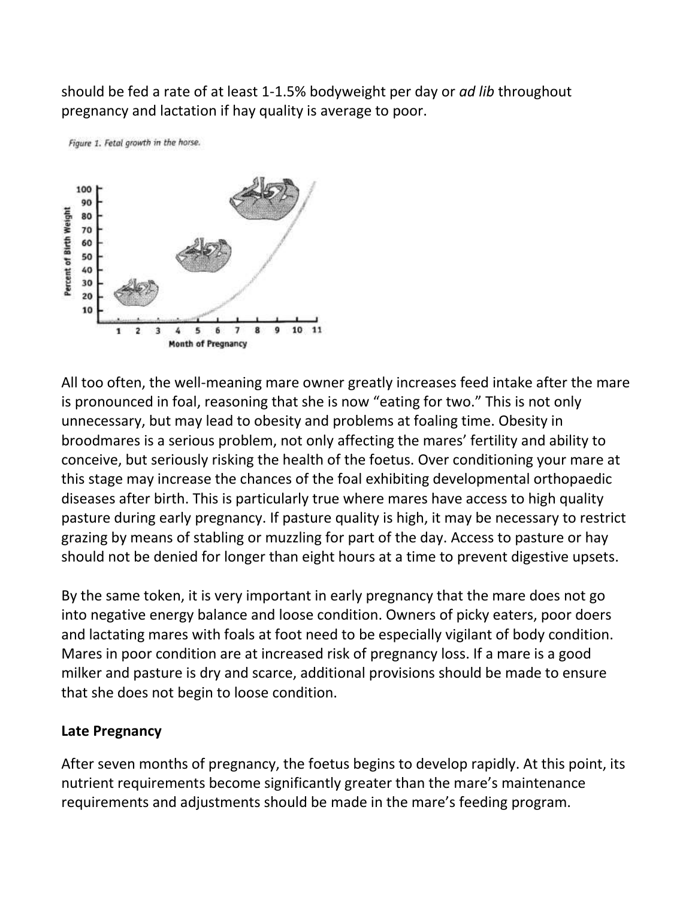should be fed a rate of at least 1-1.5% bodyweight per day or *ad lib* throughout pregnancy and lactation if hay quality is average to poor.

Figure 1. Fetal growth in the horse.

All too often, the well-meaning mare owner greatly increases feed intake after the mare is pronounced in foal, reasoning that she is now "eating for two." This is not only unnecessary, but may lead to obesity and problems at foaling time. Obesity in broodmares is a serious problem, not only affecting the mares' fertility and ability to conceive, but seriously risking the health of the foetus. Over conditioning your mare at this stage may increase the chances of the foal exhibiting developmental orthopaedic diseases after birth. This is particularly true where mares have access to high quality pasture during early pregnancy. If pasture quality is high, it may be necessary to restrict grazing by means of stabling or muzzling for part of the day. Access to pasture or hay should not be denied for longer than eight hours at a time to prevent digestive upsets.

By the same token, it is very important in early pregnancy that the mare does not go into negative energy balance and loose condition. Owners of picky eaters, poor doers and lactating mares with foals at foot need to be especially vigilant of body condition. Mares in poor condition are at increased risk of pregnancy loss. If a mare is a good milker and pasture is dry and scarce, additional provisions should be made to ensure that she does not begin to loose condition.

**Late Pregnancy**

After seven months of pregnancy, the foetus begins to develop rapidly. At this point, its nutrient requirements become significantly greater than the mare's maintenance requirements and adjustments should be made in the mare's feeding program.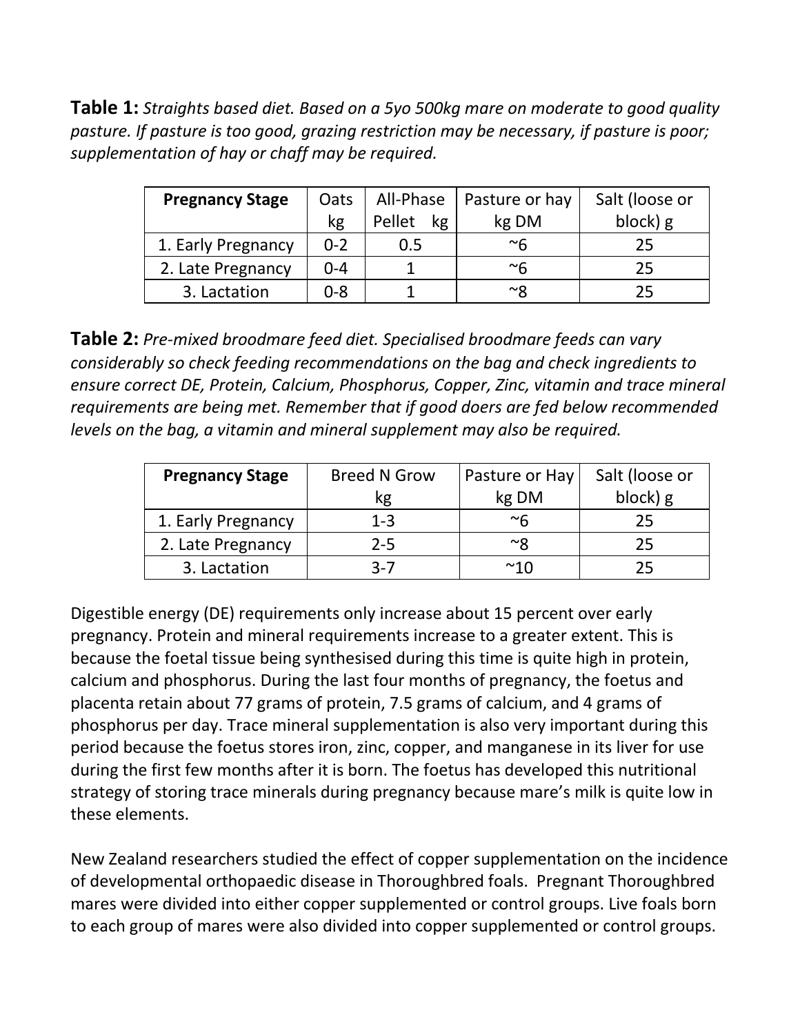**Table 1:** *Straights based diet. Based on a 5yo 500kg mare on moderate to good quality pasture. If pasture is too good, grazing restriction may be necessary, if pasture is poor; supplementation of hay or chaff may be required.*

| Pregnancy Stage | Oats kg | All-Phase Pellet kg | Pasture or hay kg DM | Salt (loose or block) g |
|---|---|---|---|---|
| 1. Early Pregnancy | 0-2 | 0.5 | ~6 | 25 |
| 2. Late Pregnancy | 0-4 | 1 | ~6 | 25 |
| 3. Lactation | 0-8 | 1 | ~8 | 25 |

**Table 2:** *Pre-mixed broodmare feed diet. Specialised broodmare feeds can vary considerably so check feeding recommendations on the bag and check ingredients to ensure correct DE, Protein, Calcium, Phosphorus, Copper, Zinc, vitamin and trace mineral requirements are being met. Remember that if good doers are fed below recommended levels on the bag, a vitamin and mineral supplement may also be required.*

| Pregnancy Stage | Breed N Grow kg | Pasture or Hay kg DM | Salt (loose or block) g |
|---|---|---|---|
| 1. Early Pregnancy | 1-3 | ~6 | 25 |
| 2. Late Pregnancy | 2-5 | ~8 | 25 |
| 3. Lactation | 3-7 | ~10 | 25 |

Digestible energy (DE) requirements only increase about 15 percent over early pregnancy. Protein and mineral requirements increase to a greater extent. This is because the foetal tissue being synthesised during this time is quite high in protein, calcium and phosphorus. During the last four months of pregnancy, the foetus and placenta retain about 77 grams of protein, 7.5 grams of calcium, and 4 grams of phosphorus per day. Trace mineral supplementation is also very important during this period because the foetus stores iron, zinc, copper, and manganese in its liver for use during the first few months after it is born. The foetus has developed this nutritional strategy of storing trace minerals during pregnancy because mare's milk is quite low in these elements.

New Zealand researchers studied the effect of copper supplementation on the incidence of developmental orthopaedic disease in Thoroughbred foals. Pregnant Thoroughbred mares were divided into either copper supplemented or control groups. Live foals born to each group of mares were also divided into copper supplemented or control groups.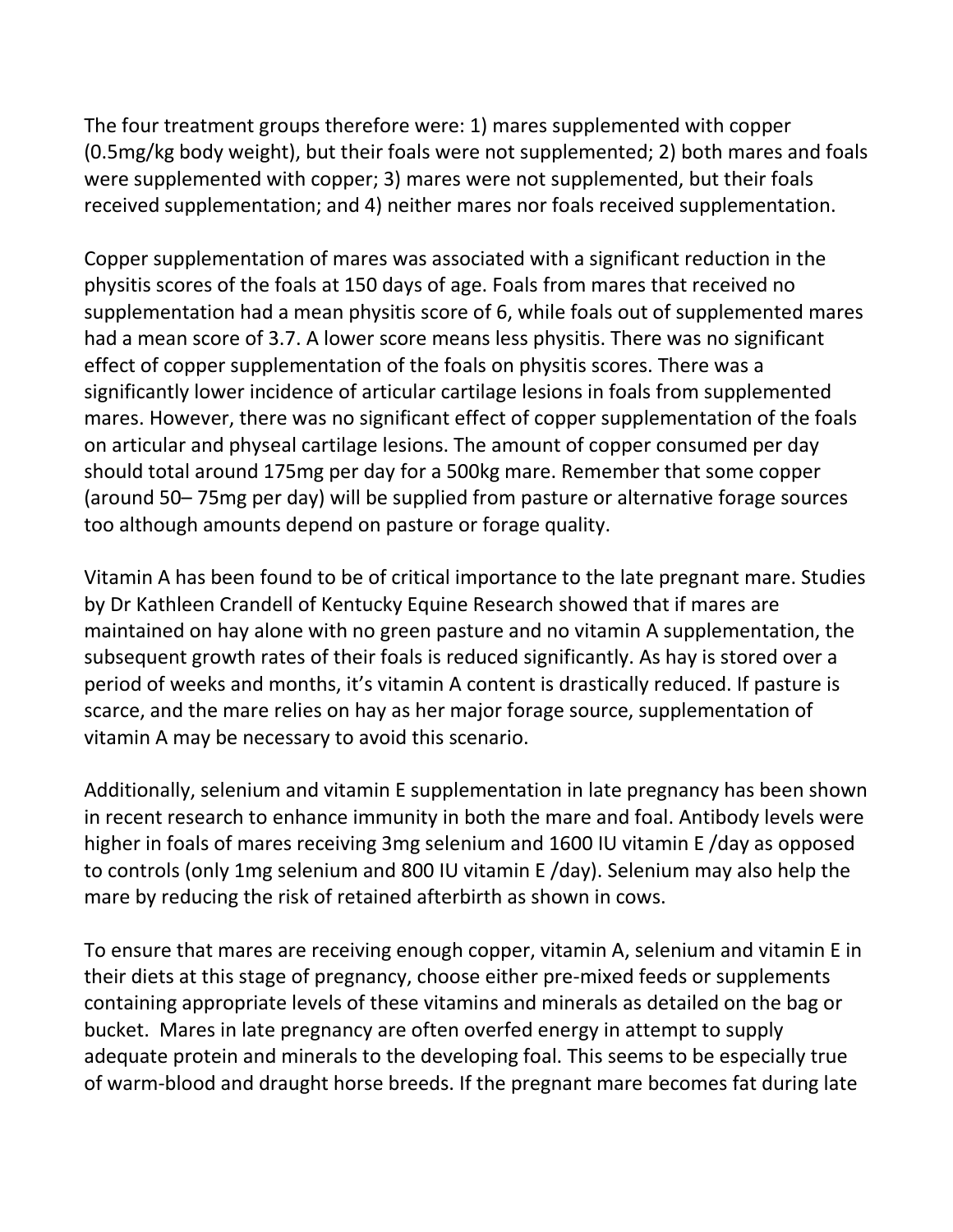The four treatment groups therefore were: 1) mares supplemented with copper (0.5mg/kg body weight), but their foals were not supplemented; 2) both mares and foals were supplemented with copper; 3) mares were not supplemented, but their foals received supplementation; and 4) neither mares nor foals received supplementation.

Copper supplementation of mares was associated with a significant reduction in the physitis scores of the foals at 150 days of age. Foals from mares that received no supplementation had a mean physitis score of 6, while foals out of supplemented mares had a mean score of 3.7. A lower score means less physitis. There was no significant effect of copper supplementation of the foals on physitis scores. There was a significantly lower incidence of articular cartilage lesions in foals from supplemented mares. However, there was no significant effect of copper supplementation of the foals on articular and physeal cartilage lesions. The amount of copper consumed per day should total around 175mg per day for a 500kg mare. Remember that some copper (around 50– 75mg per day) will be supplied from pasture or alternative forage sources too although amounts depend on pasture or forage quality.

Vitamin A has been found to be of critical importance to the late pregnant mare. Studies by Dr Kathleen Crandell of Kentucky Equine Research showed that if mares are maintained on hay alone with no green pasture and no vitamin A supplementation, the subsequent growth rates of their foals is reduced significantly. As hay is stored over a period of weeks and months, it's vitamin A content is drastically reduced. If pasture is scarce, and the mare relies on hay as her major forage source, supplementation of vitamin A may be necessary to avoid this scenario.

Additionally, selenium and vitamin E supplementation in late pregnancy has been shown in recent research to enhance immunity in both the mare and foal. Antibody levels were higher in foals of mares receiving 3mg selenium and 1600 IU vitamin E /day as opposed to controls (only 1mg selenium and 800 IU vitamin E /day). Selenium may also help the mare by reducing the risk of retained afterbirth as shown in cows.

To ensure that mares are receiving enough copper, vitamin A, selenium and vitamin E in their diets at this stage of pregnancy, choose either pre-mixed feeds or supplements containing appropriate levels of these vitamins and minerals as detailed on the bag or bucket. Mares in late pregnancy are often overfed energy in attempt to supply adequate protein and minerals to the developing foal. This seems to be especially true of warm-blood and draught horse breeds. If the pregnant mare becomes fat during late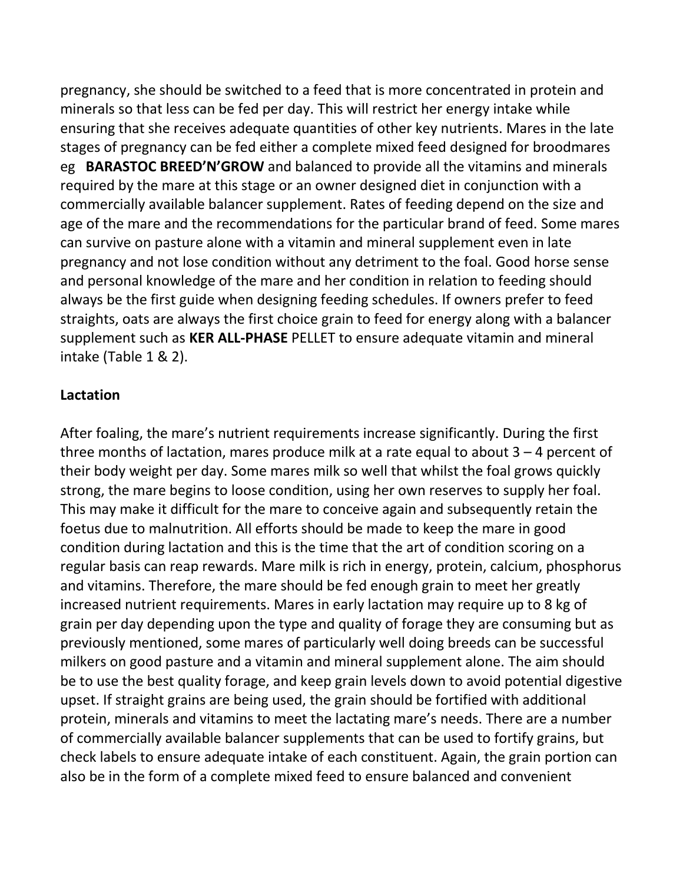pregnancy, she should be switched to a feed that is more concentrated in protein and minerals so that less can be fed per day. This will restrict her energy intake while ensuring that she receives adequate quantities of other key nutrients. Mares in the late stages of pregnancy can be fed either a complete mixed feed designed for broodmares eg **BARASTOC BREED'N'GROW** and balanced to provide all the vitamins and minerals required by the mare at this stage or an owner designed diet in conjunction with a commercially available balancer supplement. Rates of feeding depend on the size and age of the mare and the recommendations for the particular brand of feed. Some mares can survive on pasture alone with a vitamin and mineral supplement even in late pregnancy and not lose condition without any detriment to the foal. Good horse sense and personal knowledge of the mare and her condition in relation to feeding should always be the first guide when designing feeding schedules. If owners prefer to feed straights, oats are always the first choice grain to feed for energy along with a balancer supplement such as **KER ALL-PHASE** PELLET to ensure adequate vitamin and mineral intake (Table 1 & 2).

**Lactation**

After foaling, the mare's nutrient requirements increase significantly. During the first three months of lactation, mares produce milk at a rate equal to about 3 – 4 percent of their body weight per day. Some mares milk so well that whilst the foal grows quickly strong, the mare begins to loose condition, using her own reserves to supply her foal. This may make it difficult for the mare to conceive again and subsequently retain the foetus due to malnutrition. All efforts should be made to keep the mare in good condition during lactation and this is the time that the art of condition scoring on a regular basis can reap rewards. Mare milk is rich in energy, protein, calcium, phosphorus and vitamins. Therefore, the mare should be fed enough grain to meet her greatly increased nutrient requirements. Mares in early lactation may require up to 8 kg of grain per day depending upon the type and quality of forage they are consuming but as previously mentioned, some mares of particularly well doing breeds can be successful milkers on good pasture and a vitamin and mineral supplement alone. The aim should be to use the best quality forage, and keep grain levels down to avoid potential digestive upset. If straight grains are being used, the grain should be fortified with additional protein, minerals and vitamins to meet the lactating mare's needs. There are a number of commercially available balancer supplements that can be used to fortify grains, but check labels to ensure adequate intake of each constituent. Again, the grain portion can also be in the form of a complete mixed feed to ensure balanced and convenient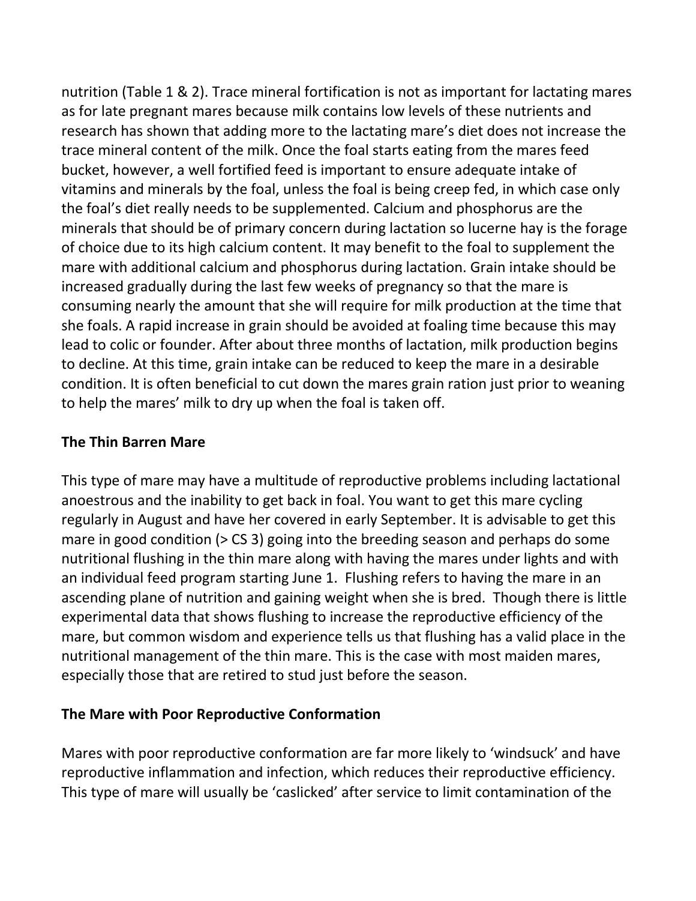nutrition (Table 1 & 2). Trace mineral fortification is not as important for lactating mares as for late pregnant mares because milk contains low levels of these nutrients and research has shown that adding more to the lactating mare's diet does not increase the trace mineral content of the milk. Once the foal starts eating from the mares feed bucket, however, a well fortified feed is important to ensure adequate intake of vitamins and minerals by the foal, unless the foal is being creep fed, in which case only the foal's diet really needs to be supplemented. Calcium and phosphorus are the minerals that should be of primary concern during lactation so lucerne hay is the forage of choice due to its high calcium content. It may benefit to the foal to supplement the mare with additional calcium and phosphorus during lactation. Grain intake should be increased gradually during the last few weeks of pregnancy so that the mare is consuming nearly the amount that she will require for milk production at the time that she foals. A rapid increase in grain should be avoided at foaling time because this may lead to colic or founder. After about three months of lactation, milk production begins to decline. At this time, grain intake can be reduced to keep the mare in a desirable condition. It is often beneficial to cut down the mares grain ration just prior to weaning to help the mares' milk to dry up when the foal is taken off.

**The Thin Barren Mare**

This type of mare may have a multitude of reproductive problems including lactational anoestrous and the inability to get back in foal. You want to get this mare cycling regularly in August and have her covered in early September. It is advisable to get this mare in good condition (> CS 3) going into the breeding season and perhaps do some nutritional flushing in the thin mare along with having the mares under lights and with an individual feed program starting June 1. Flushing refers to having the mare in an ascending plane of nutrition and gaining weight when she is bred. Though there is little experimental data that shows flushing to increase the reproductive efficiency of the mare, but common wisdom and experience tells us that flushing has a valid place in the nutritional management of the thin mare. This is the case with most maiden mares, especially those that are retired to stud just before the season.

**The Mare with Poor Reproductive Conformation**

Mares with poor reproductive conformation are far more likely to 'windsuck' and have reproductive inflammation and infection, which reduces their reproductive efficiency. This type of mare will usually be 'caslicked' after service to limit contamination of the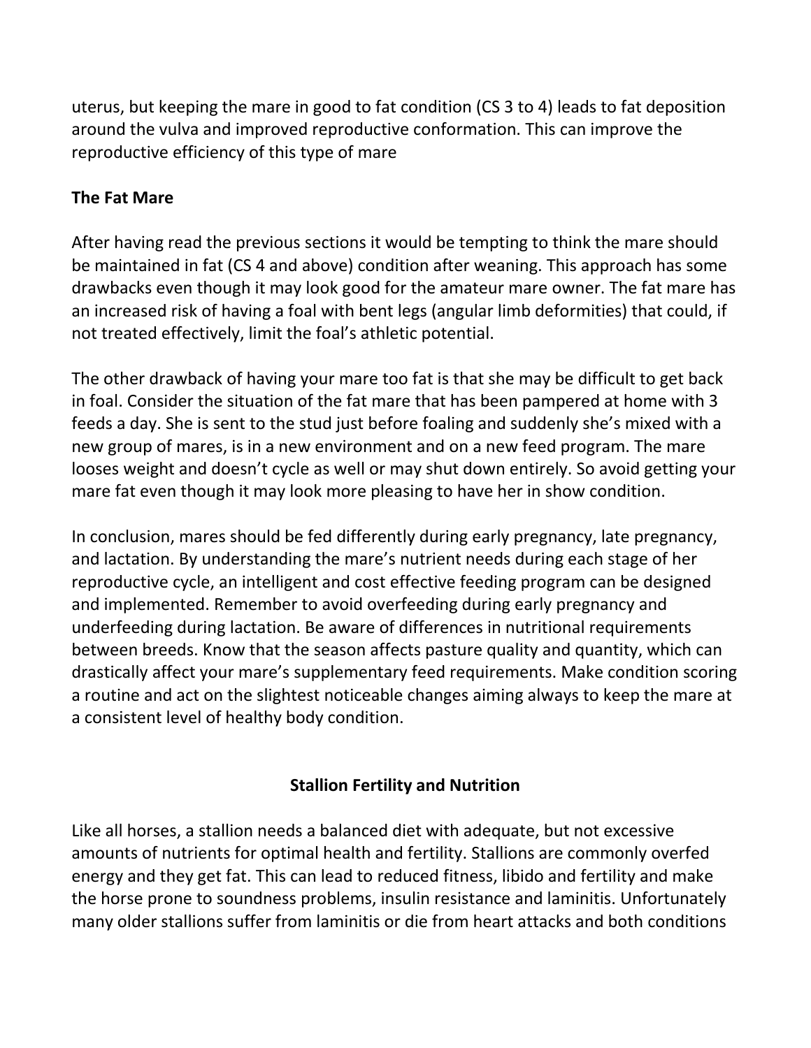uterus, but keeping the mare in good to fat condition (CS 3 to 4) leads to fat deposition around the vulva and improved reproductive conformation. This can improve the reproductive efficiency of this type of mare

**The Fat Mare**

After having read the previous sections it would be tempting to think the mare should be maintained in fat (CS 4 and above) condition after weaning. This approach has some drawbacks even though it may look good for the amateur mare owner. The fat mare has an increased risk of having a foal with bent legs (angular limb deformities) that could, if not treated effectively, limit the foal's athletic potential.

The other drawback of having your mare too fat is that she may be difficult to get back in foal. Consider the situation of the fat mare that has been pampered at home with 3 feeds a day. She is sent to the stud just before foaling and suddenly she's mixed with a new group of mares, is in a new environment and on a new feed program. The mare looses weight and doesn't cycle as well or may shut down entirely. So avoid getting your mare fat even though it may look more pleasing to have her in show condition.

In conclusion, mares should be fed differently during early pregnancy, late pregnancy, and lactation. By understanding the mare's nutrient needs during each stage of her reproductive cycle, an intelligent and cost effective feeding program can be designed and implemented. Remember to avoid overfeeding during early pregnancy and underfeeding during lactation. Be aware of differences in nutritional requirements between breeds. Know that the season affects pasture quality and quantity, which can drastically affect your mare's supplementary feed requirements. Make condition scoring a routine and act on the slightest noticeable changes aiming always to keep the mare at a consistent level of healthy body condition.

## Stallion Fertility and Nutrition

Like all horses, a stallion needs a balanced diet with adequate, but not excessive amounts of nutrients for optimal health and fertility. Stallions are commonly overfed energy and they get fat. This can lead to reduced fitness, libido and fertility and make the horse prone to soundness problems, insulin resistance and laminitis. Unfortunately many older stallions suffer from laminitis or die from heart attacks and both conditions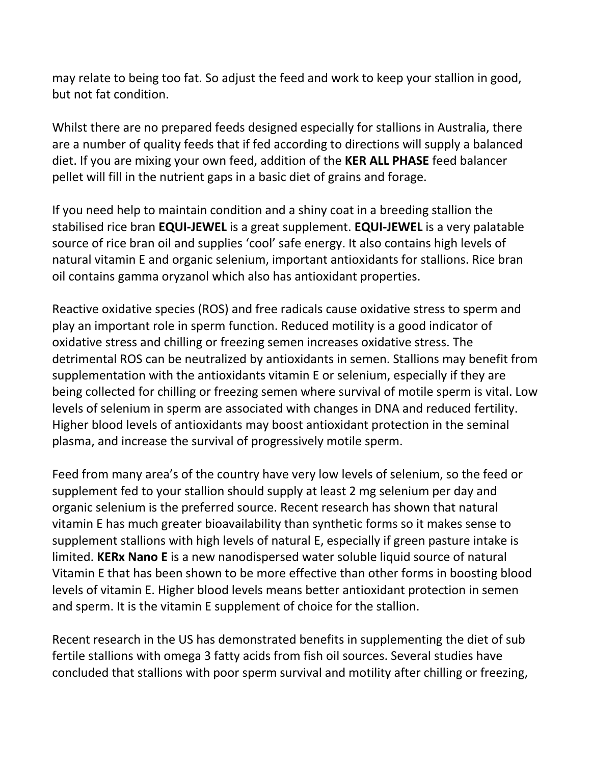may relate to being too fat. So adjust the feed and work to keep your stallion in good, but not fat condition.

Whilst there are no prepared feeds designed especially for stallions in Australia, there are a number of quality feeds that if fed according to directions will supply a balanced diet. If you are mixing your own feed, addition of the **KER ALL PHASE** feed balancer pellet will fill in the nutrient gaps in a basic diet of grains and forage.

If you need help to maintain condition and a shiny coat in a breeding stallion the stabilised rice bran **EQUI-JEWEL** is a great supplement. **EQUI-JEWEL** is a very palatable source of rice bran oil and supplies 'cool' safe energy. It also contains high levels of natural vitamin E and organic selenium, important antioxidants for stallions. Rice bran oil contains gamma oryzanol which also has antioxidant properties.

Reactive oxidative species (ROS) and free radicals cause oxidative stress to sperm and play an important role in sperm function. Reduced motility is a good indicator of oxidative stress and chilling or freezing semen increases oxidative stress. The detrimental ROS can be neutralized by antioxidants in semen. Stallions may benefit from supplementation with the antioxidants vitamin E or selenium, especially if they are being collected for chilling or freezing semen where survival of motile sperm is vital. Low levels of selenium in sperm are associated with changes in DNA and reduced fertility. Higher blood levels of antioxidants may boost antioxidant protection in the seminal plasma, and increase the survival of progressively motile sperm.

Feed from many area's of the country have very low levels of selenium, so the feed or supplement fed to your stallion should supply at least 2 mg selenium per day and organic selenium is the preferred source. Recent research has shown that natural vitamin E has much greater bioavailability than synthetic forms so it makes sense to supplement stallions with high levels of natural E, especially if green pasture intake is limited. **KERx Nano E** is a new nanodispersed water soluble liquid source of natural Vitamin E that has been shown to be more effective than other forms in boosting blood levels of vitamin E. Higher blood levels means better antioxidant protection in semen and sperm. It is the vitamin E supplement of choice for the stallion.

Recent research in the US has demonstrated benefits in supplementing the diet of sub fertile stallions with omega 3 fatty acids from fish oil sources. Several studies have concluded that stallions with poor sperm survival and motility after chilling or freezing,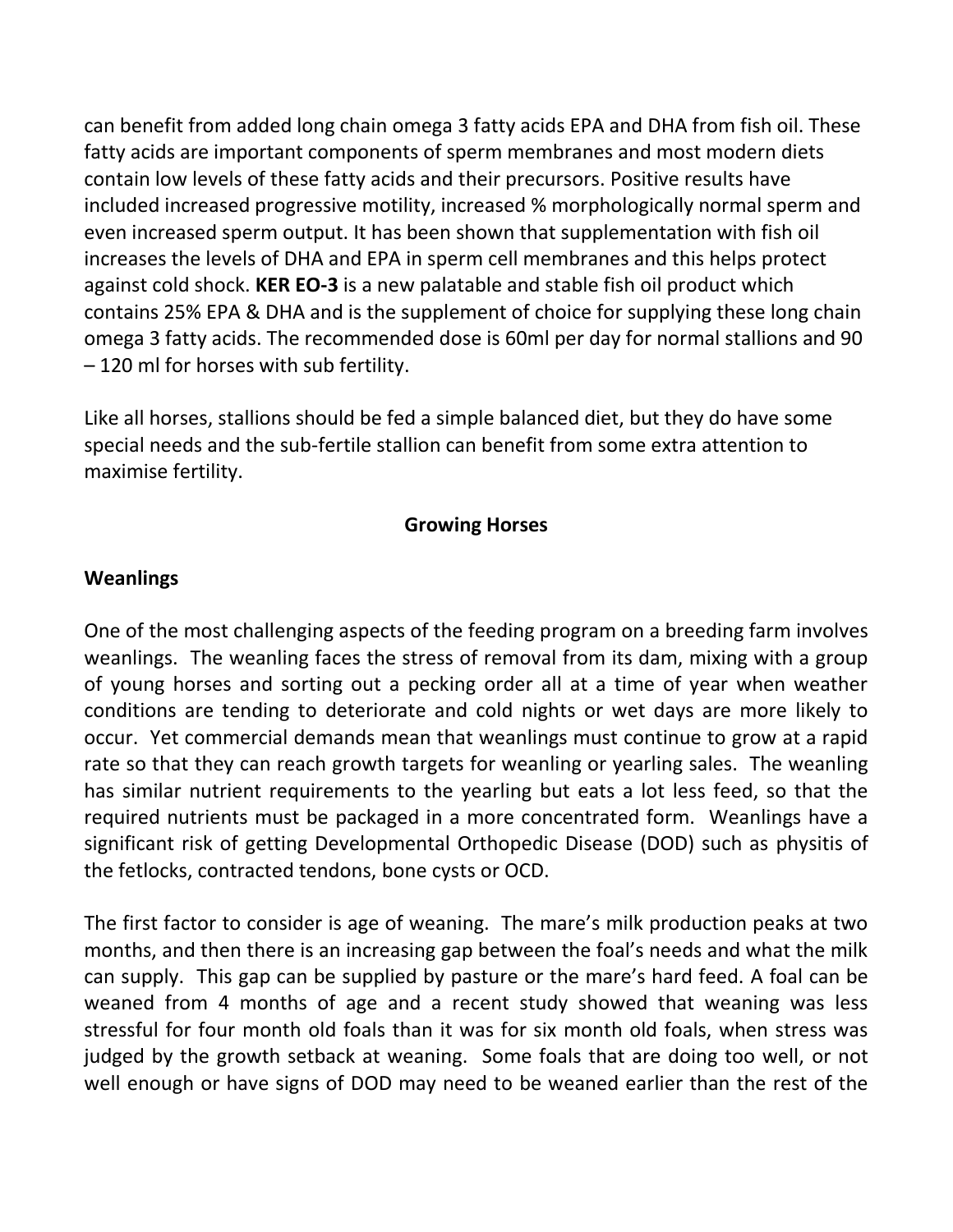can benefit from added long chain omega 3 fatty acids EPA and DHA from fish oil. These fatty acids are important components of sperm membranes and most modern diets contain low levels of these fatty acids and their precursors. Positive results have included increased progressive motility, increased % morphologically normal sperm and even increased sperm output. It has been shown that supplementation with fish oil increases the levels of DHA and EPA in sperm cell membranes and this helps protect against cold shock. **KER EO-3** is a new palatable and stable fish oil product which contains 25% EPA & DHA and is the supplement of choice for supplying these long chain omega 3 fatty acids. The recommended dose is 60ml per day for normal stallions and 90 – 120 ml for horses with sub fertility.

Like all horses, stallions should be fed a simple balanced diet, but they do have some special needs and the sub-fertile stallion can benefit from some extra attention to maximise fertility.

## Growing Horses

### Weanlings

One of the most challenging aspects of the feeding program on a breeding farm involves weanlings. The weanling faces the stress of removal from its dam, mixing with a group of young horses and sorting out a pecking order all at a time of year when weather conditions are tending to deteriorate and cold nights or wet days are more likely to occur. Yet commercial demands mean that weanlings must continue to grow at a rapid rate so that they can reach growth targets for weanling or yearling sales. The weanling has similar nutrient requirements to the yearling but eats a lot less feed, so that the required nutrients must be packaged in a more concentrated form. Weanlings have a significant risk of getting Developmental Orthopedic Disease (DOD) such as physitis of the fetlocks, contracted tendons, bone cysts or OCD.

The first factor to consider is age of weaning. The mare's milk production peaks at two months, and then there is an increasing gap between the foal's needs and what the milk can supply. This gap can be supplied by pasture or the mare's hard feed. A foal can be weaned from 4 months of age and a recent study showed that weaning was less stressful for four month old foals than it was for six month old foals, when stress was judged by the growth setback at weaning. Some foals that are doing too well, or not well enough or have signs of DOD may need to be weaned earlier than the rest of the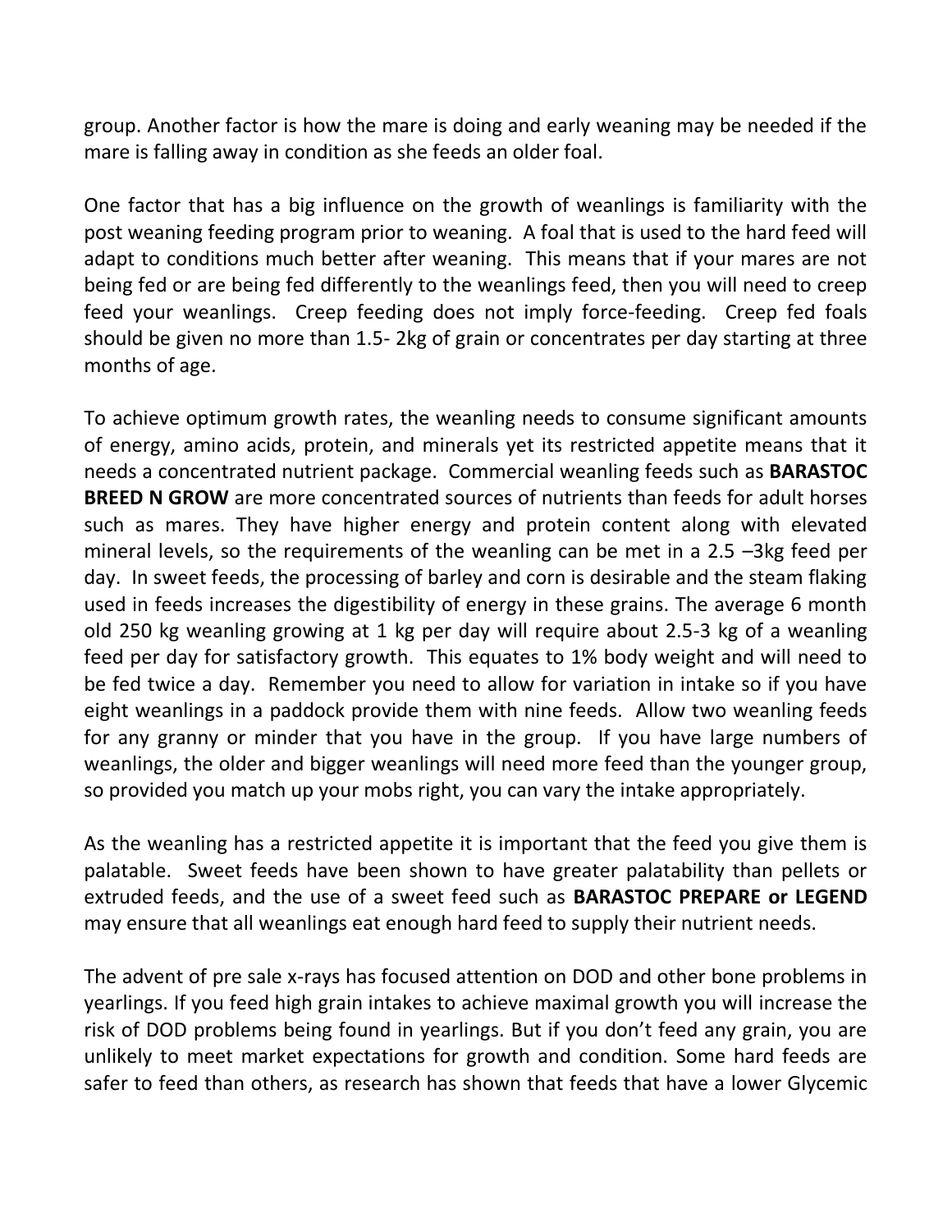group. Another factor is how the mare is doing and early weaning may be needed if the mare is falling away in condition as she feeds an older foal.

One factor that has a big influence on the growth of weanlings is familiarity with the post weaning feeding program prior to weaning. A foal that is used to the hard feed will adapt to conditions much better after weaning. This means that if your mares are not being fed or are being fed differently to the weanlings feed, then you will need to creep feed your weanlings. Creep feeding does not imply force-feeding. Creep fed foals should be given no more than 1.5- 2kg of grain or concentrates per day starting at three months of age.

To achieve optimum growth rates, the weanling needs to consume significant amounts of energy, amino acids, protein, and minerals yet its restricted appetite means that it needs a concentrated nutrient package. Commercial weanling feeds such as **BARASTOC BREED N GROW** are more concentrated sources of nutrients than feeds for adult horses such as mares. They have higher energy and protein content along with elevated mineral levels, so the requirements of the weanling can be met in a 2.5 –3kg feed per day. In sweet feeds, the processing of barley and corn is desirable and the steam flaking used in feeds increases the digestibility of energy in these grains. The average 6 month old 250 kg weanling growing at 1 kg per day will require about 2.5-3 kg of a weanling feed per day for satisfactory growth. This equates to 1% body weight and will need to be fed twice a day. Remember you need to allow for variation in intake so if you have eight weanlings in a paddock provide them with nine feeds. Allow two weanling feeds for any granny or minder that you have in the group. If you have large numbers of weanlings, the older and bigger weanlings will need more feed than the younger group, so provided you match up your mobs right, you can vary the intake appropriately.

As the weanling has a restricted appetite it is important that the feed you give them is palatable. Sweet feeds have been shown to have greater palatability than pellets or extruded feeds, and the use of a sweet feed such as **BARASTOC PREPARE or LEGEND** may ensure that all weanlings eat enough hard feed to supply their nutrient needs.

The advent of pre sale x-rays has focused attention on DOD and other bone problems in yearlings. If you feed high grain intakes to achieve maximal growth you will increase the risk of DOD problems being found in yearlings. But if you don't feed any grain, you are unlikely to meet market expectations for growth and condition. Some hard feeds are safer to feed than others, as research has shown that feeds that have a lower Glycemic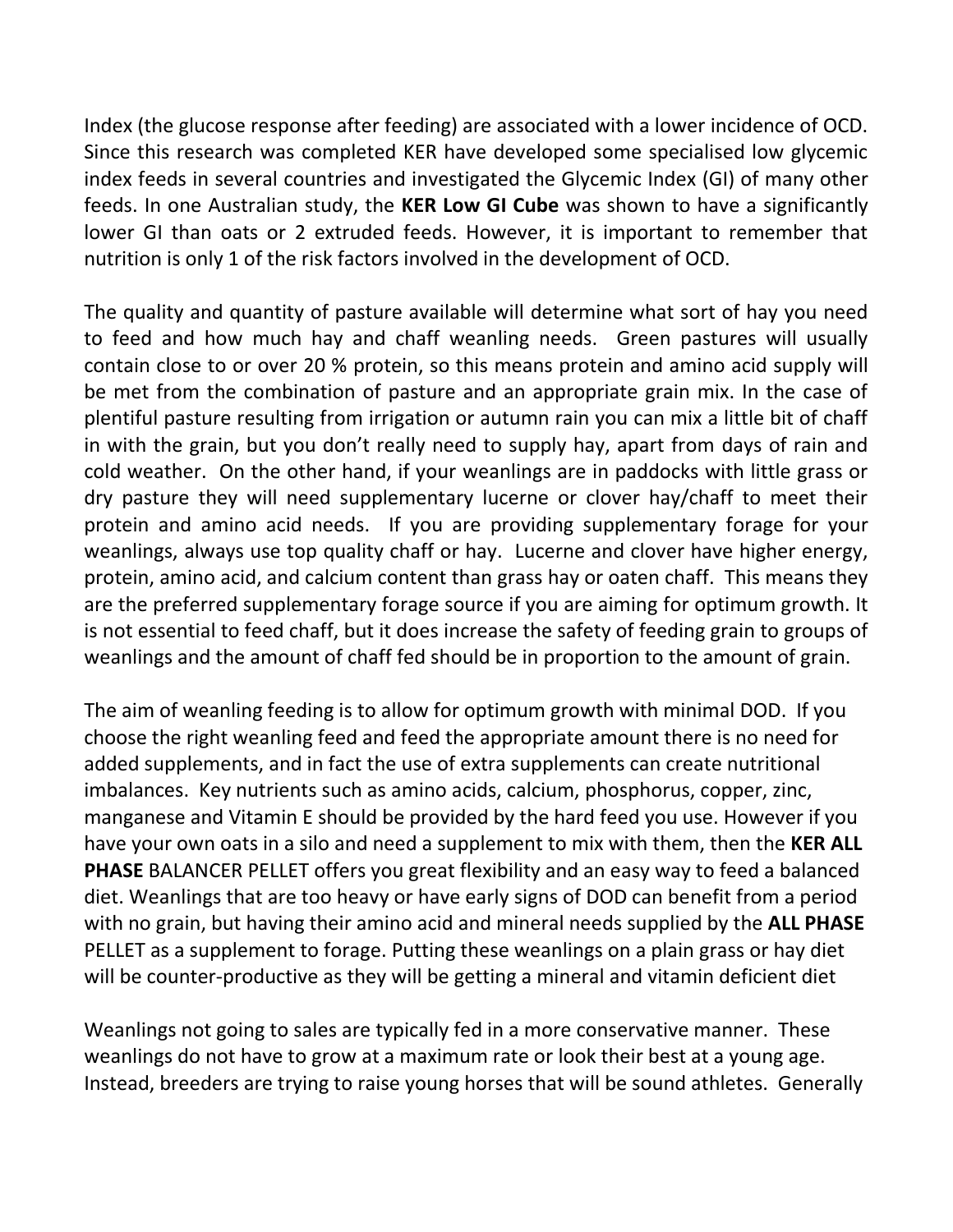Index (the glucose response after feeding) are associated with a lower incidence of OCD. Since this research was completed KER have developed some specialised low glycemic index feeds in several countries and investigated the Glycemic Index (GI) of many other feeds. In one Australian study, the **KER Low GI Cube** was shown to have a significantly lower GI than oats or 2 extruded feeds. However, it is important to remember that nutrition is only 1 of the risk factors involved in the development of OCD.

The quality and quantity of pasture available will determine what sort of hay you need to feed and how much hay and chaff weanling needs. Green pastures will usually contain close to or over 20 % protein, so this means protein and amino acid supply will be met from the combination of pasture and an appropriate grain mix. In the case of plentiful pasture resulting from irrigation or autumn rain you can mix a little bit of chaff in with the grain, but you don't really need to supply hay, apart from days of rain and cold weather. On the other hand, if your weanlings are in paddocks with little grass or dry pasture they will need supplementary lucerne or clover hay/chaff to meet their protein and amino acid needs. If you are providing supplementary forage for your weanlings, always use top quality chaff or hay. Lucerne and clover have higher energy, protein, amino acid, and calcium content than grass hay or oaten chaff. This means they are the preferred supplementary forage source if you are aiming for optimum growth. It is not essential to feed chaff, but it does increase the safety of feeding grain to groups of weanlings and the amount of chaff fed should be in proportion to the amount of grain.

The aim of weanling feeding is to allow for optimum growth with minimal DOD. If you choose the right weanling feed and feed the appropriate amount there is no need for added supplements, and in fact the use of extra supplements can create nutritional imbalances. Key nutrients such as amino acids, calcium, phosphorus, copper, zinc, manganese and Vitamin E should be provided by the hard feed you use. However if you have your own oats in a silo and need a supplement to mix with them, then the **KER ALL PHASE** BALANCER PELLET offers you great flexibility and an easy way to feed a balanced diet. Weanlings that are too heavy or have early signs of DOD can benefit from a period with no grain, but having their amino acid and mineral needs supplied by the **ALL PHASE** PELLET as a supplement to forage. Putting these weanlings on a plain grass or hay diet will be counter-productive as they will be getting a mineral and vitamin deficient diet

Weanlings not going to sales are typically fed in a more conservative manner. These weanlings do not have to grow at a maximum rate or look their best at a young age. Instead, breeders are trying to raise young horses that will be sound athletes. Generally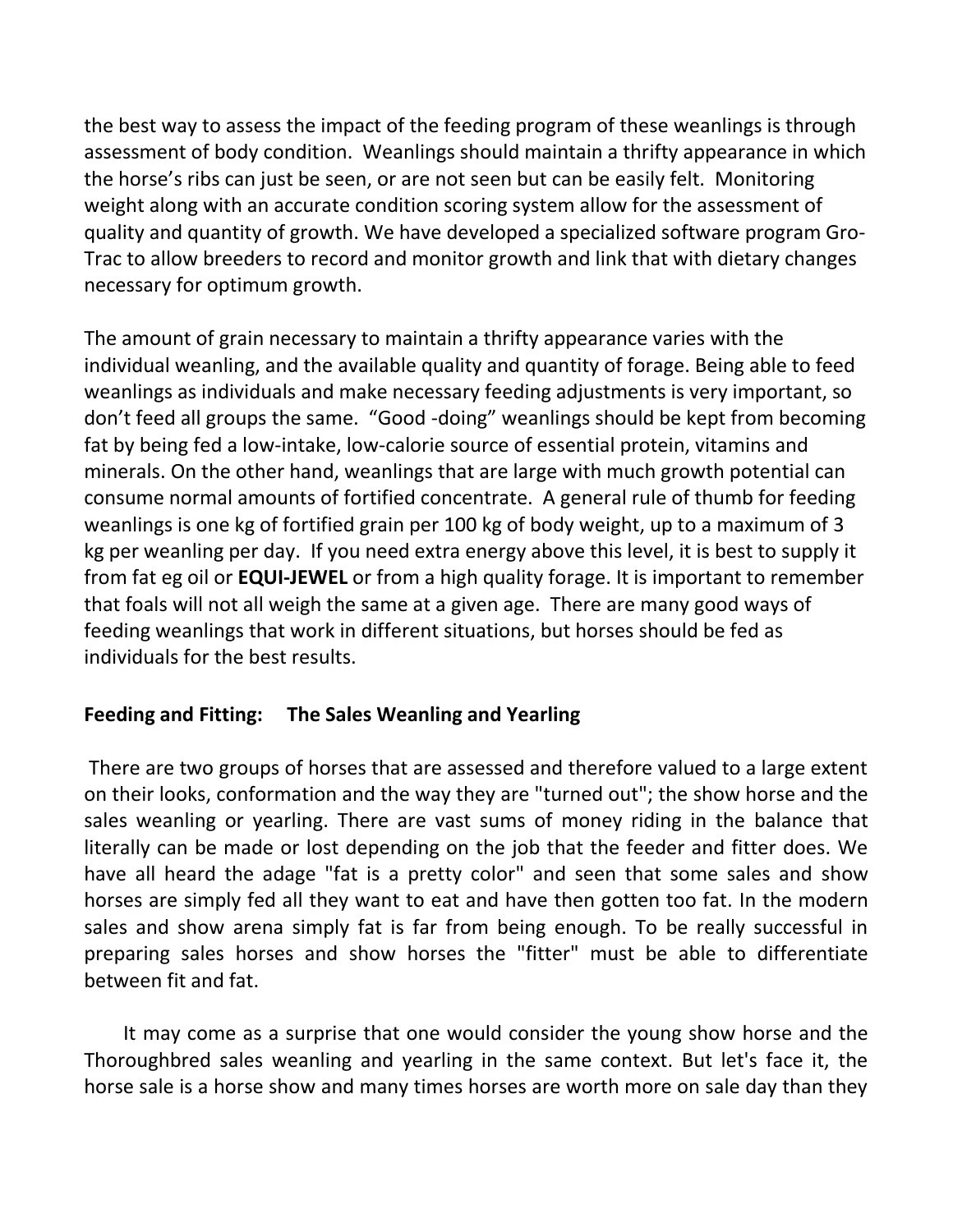the best way to assess the impact of the feeding program of these weanlings is through assessment of body condition. Weanlings should maintain a thrifty appearance in which the horse's ribs can just be seen, or are not seen but can be easily felt. Monitoring weight along with an accurate condition scoring system allow for the assessment of quality and quantity of growth. We have developed a specialized software program Gro-Trac to allow breeders to record and monitor growth and link that with dietary changes necessary for optimum growth.

The amount of grain necessary to maintain a thrifty appearance varies with the individual weanling, and the available quality and quantity of forage. Being able to feed weanlings as individuals and make necessary feeding adjustments is very important, so don't feed all groups the same. "Good -doing" weanlings should be kept from becoming fat by being fed a low-intake, low-calorie source of essential protein, vitamins and minerals. On the other hand, weanlings that are large with much growth potential can consume normal amounts of fortified concentrate. A general rule of thumb for feeding weanlings is one kg of fortified grain per 100 kg of body weight, up to a maximum of 3 kg per weanling per day. If you need extra energy above this level, it is best to supply it from fat eg oil or **EQUI-JEWEL** or from a high quality forage. It is important to remember that foals will not all weigh the same at a given age. There are many good ways of feeding weanlings that work in different situations, but horses should be fed as individuals for the best results.

**Feeding and Fitting: The Sales Weanling and Yearling**

There are two groups of horses that are assessed and therefore valued to a large extent on their looks, conformation and the way they are "turned out"; the show horse and the sales weanling or yearling. There are vast sums of money riding in the balance that literally can be made or lost depending on the job that the feeder and fitter does. We have all heard the adage "fat is a pretty color" and seen that some sales and show horses are simply fed all they want to eat and have then gotten too fat. In the modern sales and show arena simply fat is far from being enough. To be really successful in preparing sales horses and show horses the "fitter" must be able to differentiate between fit and fat.

It may come as a surprise that one would consider the young show horse and the Thoroughbred sales weanling and yearling in the same context. But let's face it, the horse sale is a horse show and many times horses are worth more on sale day than they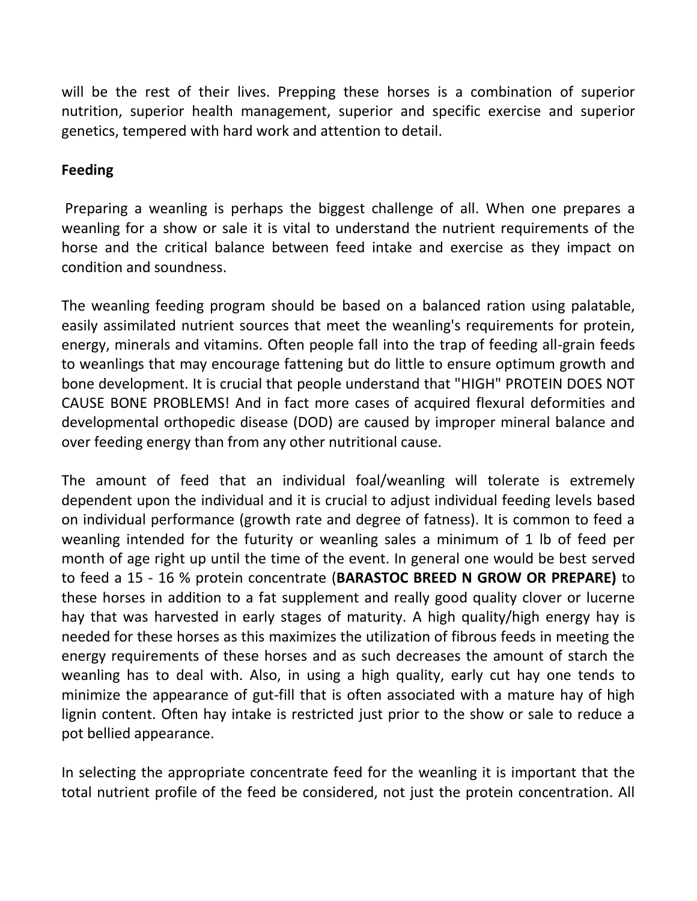will be the rest of their lives. Prepping these horses is a combination of superior nutrition, superior health management, superior and specific exercise and superior genetics, tempered with hard work and attention to detail.

**Feeding**

Preparing a weanling is perhaps the biggest challenge of all. When one prepares a weanling for a show or sale it is vital to understand the nutrient requirements of the horse and the critical balance between feed intake and exercise as they impact on condition and soundness.

The weanling feeding program should be based on a balanced ration using palatable, easily assimilated nutrient sources that meet the weanling's requirements for protein, energy, minerals and vitamins. Often people fall into the trap of feeding all-grain feeds to weanlings that may encourage fattening but do little to ensure optimum growth and bone development. It is crucial that people understand that "HIGH" PROTEIN DOES NOT CAUSE BONE PROBLEMS! And in fact more cases of acquired flexural deformities and developmental orthopedic disease (DOD) are caused by improper mineral balance and over feeding energy than from any other nutritional cause.

The amount of feed that an individual foal/weanling will tolerate is extremely dependent upon the individual and it is crucial to adjust individual feeding levels based on individual performance (growth rate and degree of fatness). It is common to feed a weanling intended for the futurity or weanling sales a minimum of 1 lb of feed per month of age right up until the time of the event. In general one would be best served to feed a 15 - 16 % protein concentrate (**BARASTOC BREED N GROW OR PREPARE)** to these horses in addition to a fat supplement and really good quality clover or lucerne hay that was harvested in early stages of maturity. A high quality/high energy hay is needed for these horses as this maximizes the utilization of fibrous feeds in meeting the energy requirements of these horses and as such decreases the amount of starch the weanling has to deal with. Also, in using a high quality, early cut hay one tends to minimize the appearance of gut-fill that is often associated with a mature hay of high lignin content. Often hay intake is restricted just prior to the show or sale to reduce a pot bellied appearance.

In selecting the appropriate concentrate feed for the weanling it is important that the total nutrient profile of the feed be considered, not just the protein concentration. All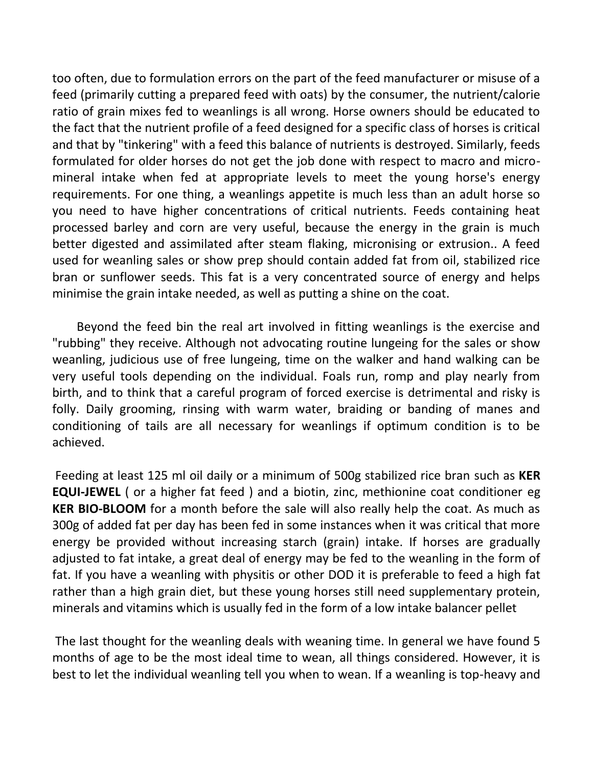too often, due to formulation errors on the part of the feed manufacturer or misuse of a feed (primarily cutting a prepared feed with oats) by the consumer, the nutrient/calorie ratio of grain mixes fed to weanlings is all wrong. Horse owners should be educated to the fact that the nutrient profile of a feed designed for a specific class of horses is critical and that by "tinkering" with a feed this balance of nutrients is destroyed. Similarly, feeds formulated for older horses do not get the job done with respect to macro and micro-mineral intake when fed at appropriate levels to meet the young horse's energy requirements. For one thing, a weanlings appetite is much less than an adult horse so you need to have higher concentrations of critical nutrients. Feeds containing heat processed barley and corn are very useful, because the energy in the grain is much better digested and assimilated after steam flaking, micronising or extrusion.. A feed used for weanling sales or show prep should contain added fat from oil, stabilized rice bran or sunflower seeds. This fat is a very concentrated source of energy and helps minimise the grain intake needed, as well as putting a shine on the coat.

Beyond the feed bin the real art involved in fitting weanlings is the exercise and "rubbing" they receive. Although not advocating routine lungeing for the sales or show weanling, judicious use of free lungeing, time on the walker and hand walking can be very useful tools depending on the individual. Foals run, romp and play nearly from birth, and to think that a careful program of forced exercise is detrimental and risky is folly. Daily grooming, rinsing with warm water, braiding or banding of manes and conditioning of tails are all necessary for weanlings if optimum condition is to be achieved.

Feeding at least 125 ml oil daily or a minimum of 500g stabilized rice bran such as **KER EQUI-JEWEL** ( or a higher fat feed ) and a biotin, zinc, methionine coat conditioner eg **KER BIO-BLOOM** for a month before the sale will also really help the coat. As much as 300g of added fat per day has been fed in some instances when it was critical that more energy be provided without increasing starch (grain) intake. If horses are gradually adjusted to fat intake, a great deal of energy may be fed to the weanling in the form of fat. If you have a weanling with physitis or other DOD it is preferable to feed a high fat rather than a high grain diet, but these young horses still need supplementary protein, minerals and vitamins which is usually fed in the form of a low intake balancer pellet

The last thought for the weanling deals with weaning time. In general we have found 5 months of age to be the most ideal time to wean, all things considered. However, it is best to let the individual weanling tell you when to wean. If a weanling is top-heavy and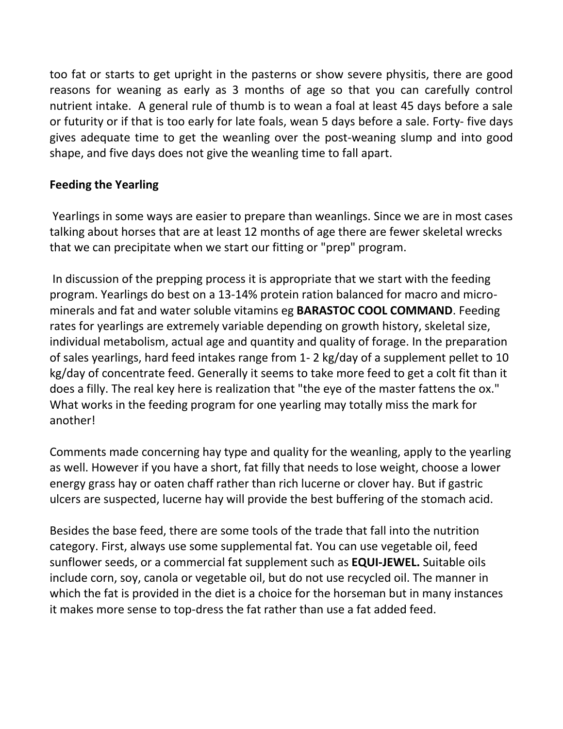too fat or starts to get upright in the pasterns or show severe physitis, there are good reasons for weaning as early as 3 months of age so that you can carefully control nutrient intake. A general rule of thumb is to wean a foal at least 45 days before a sale or futurity or if that is too early for late foals, wean 5 days before a sale. Forty- five days gives adequate time to get the weanling over the post-weaning slump and into good shape, and five days does not give the weanling time to fall apart.

**Feeding the Yearling**

Yearlings in some ways are easier to prepare than weanlings. Since we are in most cases talking about horses that are at least 12 months of age there are fewer skeletal wrecks that we can precipitate when we start our fitting or "prep" program.

In discussion of the prepping process it is appropriate that we start with the feeding program. Yearlings do best on a 13-14% protein ration balanced for macro and micro-minerals and fat and water soluble vitamins eg **BARASTOC COOL COMMAND**. Feeding rates for yearlings are extremely variable depending on growth history, skeletal size, individual metabolism, actual age and quantity and quality of forage. In the preparation of sales yearlings, hard feed intakes range from 1- 2 kg/day of a supplement pellet to 10 kg/day of concentrate feed. Generally it seems to take more feed to get a colt fit than it does a filly. The real key here is realization that "the eye of the master fattens the ox." What works in the feeding program for one yearling may totally miss the mark for another!

Comments made concerning hay type and quality for the weanling, apply to the yearling as well. However if you have a short, fat filly that needs to lose weight, choose a lower energy grass hay or oaten chaff rather than rich lucerne or clover hay. But if gastric ulcers are suspected, lucerne hay will provide the best buffering of the stomach acid.

Besides the base feed, there are some tools of the trade that fall into the nutrition category. First, always use some supplemental fat. You can use vegetable oil, feed sunflower seeds, or a commercial fat supplement such as **EQUI-JEWEL.** Suitable oils include corn, soy, canola or vegetable oil, but do not use recycled oil. The manner in which the fat is provided in the diet is a choice for the horseman but in many instances it makes more sense to top-dress the fat rather than use a fat added feed.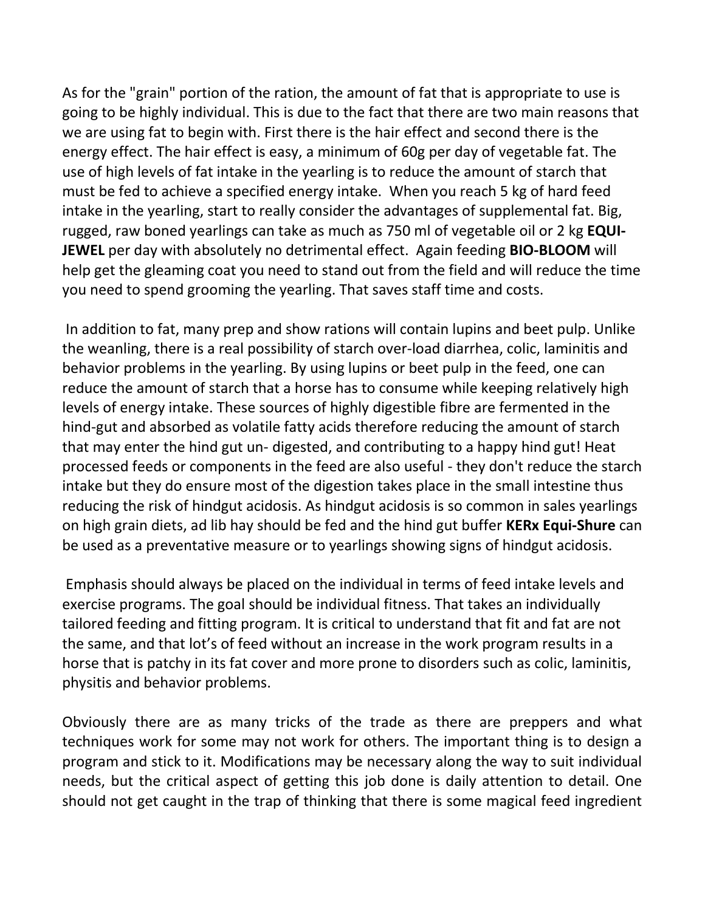As for the "grain" portion of the ration, the amount of fat that is appropriate to use is going to be highly individual. This is due to the fact that there are two main reasons that we are using fat to begin with. First there is the hair effect and second there is the energy effect. The hair effect is easy, a minimum of 60g per day of vegetable fat. The use of high levels of fat intake in the yearling is to reduce the amount of starch that must be fed to achieve a specified energy intake. When you reach 5 kg of hard feed intake in the yearling, start to really consider the advantages of supplemental fat. Big, rugged, raw boned yearlings can take as much as 750 ml of vegetable oil or 2 kg **EQUI-JEWEL** per day with absolutely no detrimental effect. Again feeding **BIO-BLOOM** will help get the gleaming coat you need to stand out from the field and will reduce the time you need to spend grooming the yearling. That saves staff time and costs.

In addition to fat, many prep and show rations will contain lupins and beet pulp. Unlike the weanling, there is a real possibility of starch over-load diarrhea, colic, laminitis and behavior problems in the yearling. By using lupins or beet pulp in the feed, one can reduce the amount of starch that a horse has to consume while keeping relatively high levels of energy intake. These sources of highly digestible fibre are fermented in the hind-gut and absorbed as volatile fatty acids therefore reducing the amount of starch that may enter the hind gut un- digested, and contributing to a happy hind gut! Heat processed feeds or components in the feed are also useful - they don't reduce the starch intake but they do ensure most of the digestion takes place in the small intestine thus reducing the risk of hindgut acidosis. As hindgut acidosis is so common in sales yearlings on high grain diets, ad lib hay should be fed and the hind gut buffer **KERx Equi-Shure** can be used as a preventative measure or to yearlings showing signs of hindgut acidosis.

Emphasis should always be placed on the individual in terms of feed intake levels and exercise programs. The goal should be individual fitness. That takes an individually tailored feeding and fitting program. It is critical to understand that fit and fat are not the same, and that lot's of feed without an increase in the work program results in a horse that is patchy in its fat cover and more prone to disorders such as colic, laminitis, physitis and behavior problems.

Obviously there are as many tricks of the trade as there are preppers and what techniques work for some may not work for others. The important thing is to design a program and stick to it. Modifications may be necessary along the way to suit individual needs, but the critical aspect of getting this job done is daily attention to detail. One should not get caught in the trap of thinking that there is some magical feed ingredient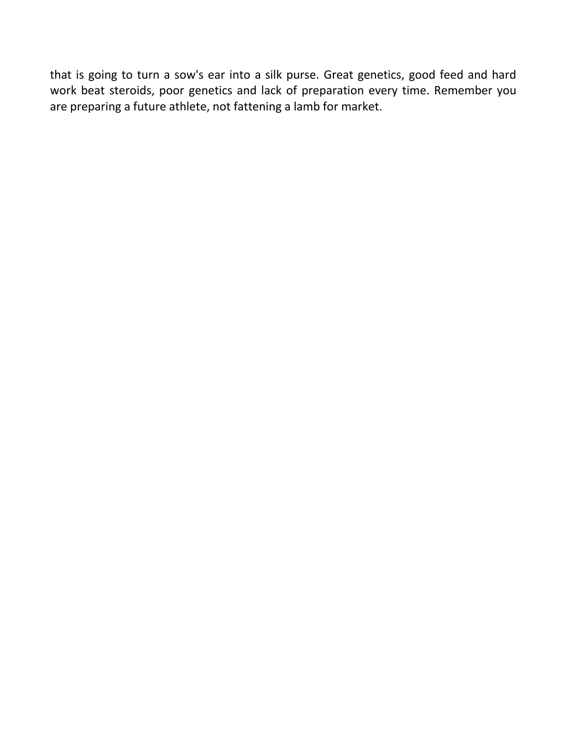that is going to turn a sow's ear into a silk purse. Great genetics, good feed and hard work beat steroids, poor genetics and lack of preparation every time. Remember you are preparing a future athlete, not fattening a lamb for market.